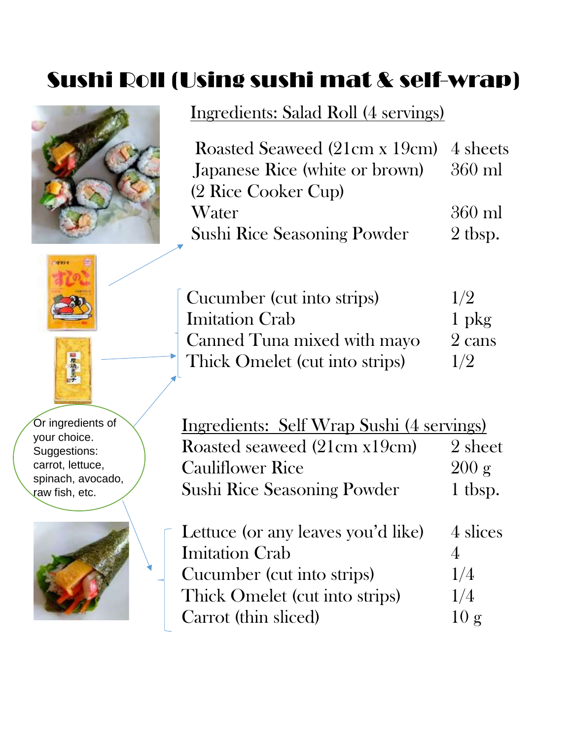# Sushi Roll (Using sushi mat & self-wrap)

Or ingredients of your choice. Suggestions: carrot, lettuce, spinach, avocado, raw fish, etc.

## Ingredients: Salad Roll (4 servings)

| Ingredient | Amount |
|---|---|
| Roasted Seaweed (21cm x 19cm) | 4 sheets |
| Japanese Rice (white or brown) (2 Rice Cooker Cup) | 360 ml |
| Water | 360 ml |
| Sushi Rice Seasoning Powder | 2 tbsp. |

| Ingredient | Amount |
|---|---|
| Cucumber (cut into strips) | 1/2 |
| Imitation Crab | 1 pkg |
| Canned Tuna mixed with mayo | 2 cans |
| Thick Omelet (cut into strips) | 1/2 |

## Ingredients: Self Wrap Sushi (4 servings)

| Ingredient | Amount |
|---|---|
| Roasted seaweed (21cm x19cm) | 2 sheet |
| Cauliflower Rice | 200 g |
| Sushi Rice Seasoning Powder | 1 tbsp. |

| Ingredient | Amount |
|---|---|
| Lettuce (or any leaves you'd like) | 4 slices |
| Imitation Crab | 4 |
| Cucumber (cut into strips) | 1/4 |
| Thick Omelet (cut into strips) | 1/4 |
| Carrot (thin sliced) | 10 g |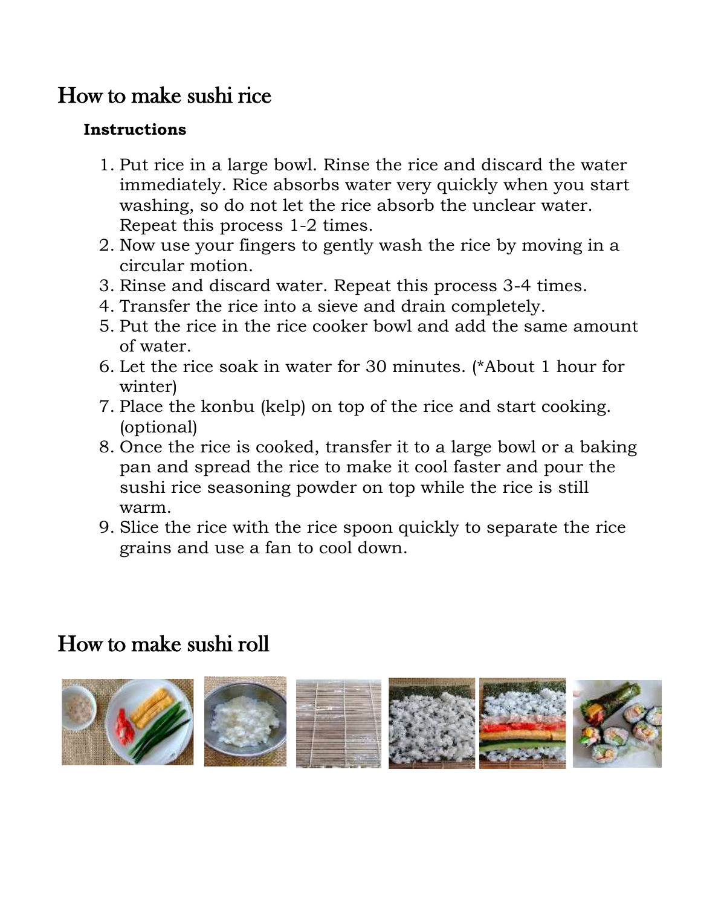# How to make sushi rice

**Instructions**

1. Put rice in a large bowl. Rinse the rice and discard the water immediately. Rice absorbs water very quickly when you start washing, so do not let the rice absorb the unclear water. Repeat this process 1-2 times.
2. Now use your fingers to gently wash the rice by moving in a circular motion.
3. Rinse and discard water. Repeat this process 3-4 times.
4. Transfer the rice into a sieve and drain completely.
5. Put the rice in the rice cooker bowl and add the same amount of water.
6. Let the rice soak in water for 30 minutes. (*About 1 hour for winter)
7. Place the konbu (kelp) on top of the rice and start cooking. (optional)
8. Once the rice is cooked, transfer it to a large bowl or a baking pan and spread the rice to make it cool faster and pour the sushi rice seasoning powder on top while the rice is still warm.
9. Slice the rice with the rice spoon quickly to separate the rice grains and use a fan to cool down.

# How to make sushi roll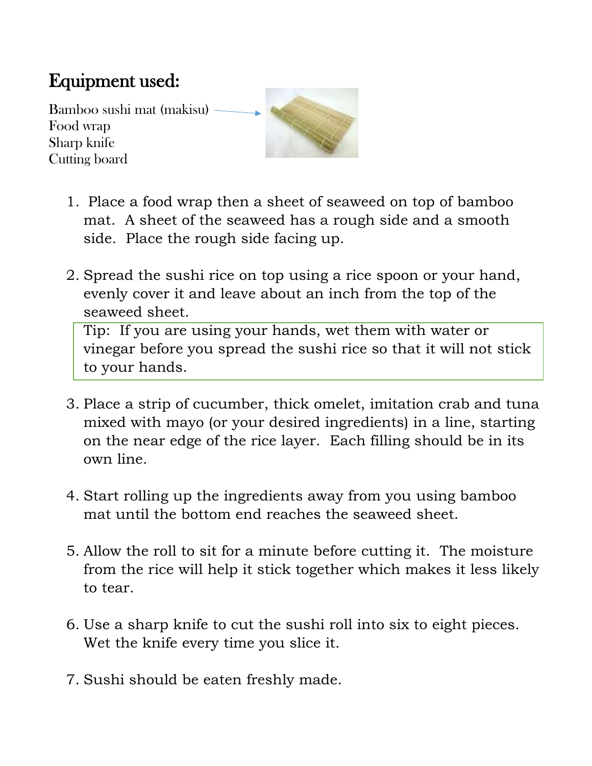## Equipment used:

Bamboo sushi mat (makisu)
Food wrap
Sharp knife
Cutting board

1. Place a food wrap then a sheet of seaweed on top of bamboo mat. A sheet of the seaweed has a rough side and a smooth side. Place the rough side facing up.

2. Spread the sushi rice on top using a rice spoon or your hand, evenly cover it and leave about an inch from the top of the seaweed sheet.

   > Tip: If you are using your hands, wet them with water or vinegar before you spread the sushi rice so that it will not stick to your hands.

3. Place a strip of cucumber, thick omelet, imitation crab and tuna mixed with mayo (or your desired ingredients) in a line, starting on the near edge of the rice layer. Each filling should be in its own line.

4. Start rolling up the ingredients away from you using bamboo mat until the bottom end reaches the seaweed sheet.

5. Allow the roll to sit for a minute before cutting it. The moisture from the rice will help it stick together which makes it less likely to tear.

6. Use a sharp knife to cut the sushi roll into six to eight pieces. Wet the knife every time you slice it.

7. Sushi should be eaten freshly made.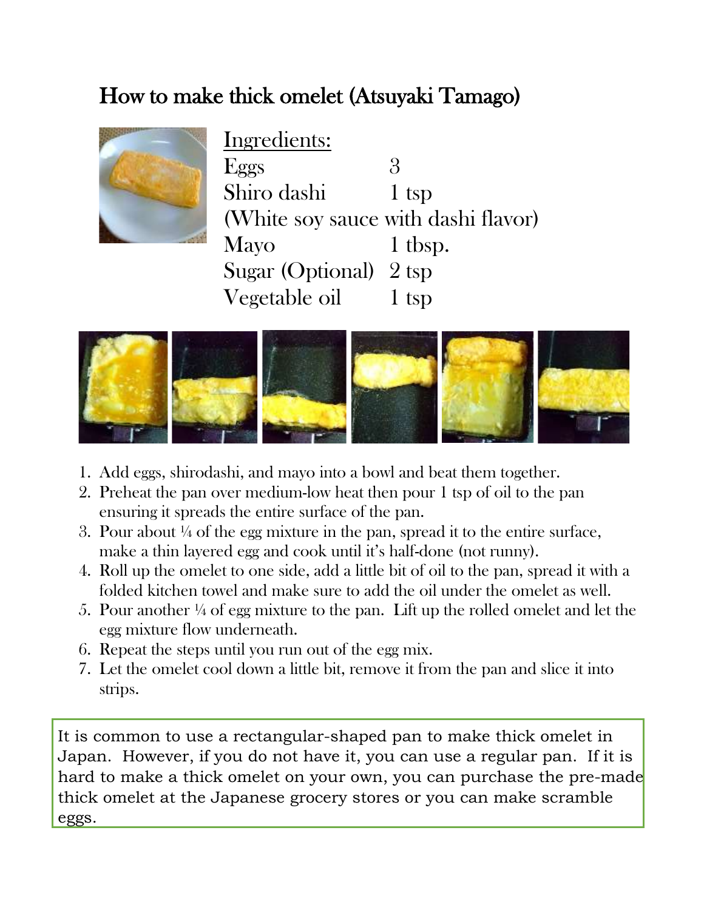# How to make thick omelet (Atsuyaki Tamago)

<u>Ingredients:</u>

| | |
|---|---|
| Eggs | 3 |
| Shiro dashi | 1 tsp |
| (White soy sauce with dashi flavor) | |
| Mayo | 1 tbsp. |
| Sugar (Optional) | 2 tsp |
| Vegetable oil | 1 tsp |

1. Add eggs, shirodashi, and mayo into a bowl and beat them together.
2. Preheat the pan over medium-low heat then pour 1 tsp of oil to the pan ensuring it spreads the entire surface of the pan.
3. Pour about ¼ of the egg mixture in the pan, spread it to the entire surface, make a thin layered egg and cook until it's half-done (not runny).
4. Roll up the omelet to one side, add a little bit of oil to the pan, spread it with a folded kitchen towel and make sure to add the oil under the omelet as well.
5. Pour another ¼ of egg mixture to the pan. Lift up the rolled omelet and let the egg mixture flow underneath.
6. Repeat the steps until you run out of the egg mix.
7. Let the omelet cool down a little bit, remove it from the pan and slice it into strips.

It is common to use a rectangular-shaped pan to make thick omelet in Japan. However, if you do not have it, you can use a regular pan. If it is hard to make a thick omelet on your own, you can purchase the pre-made thick omelet at the Japanese grocery stores or you can make scramble eggs.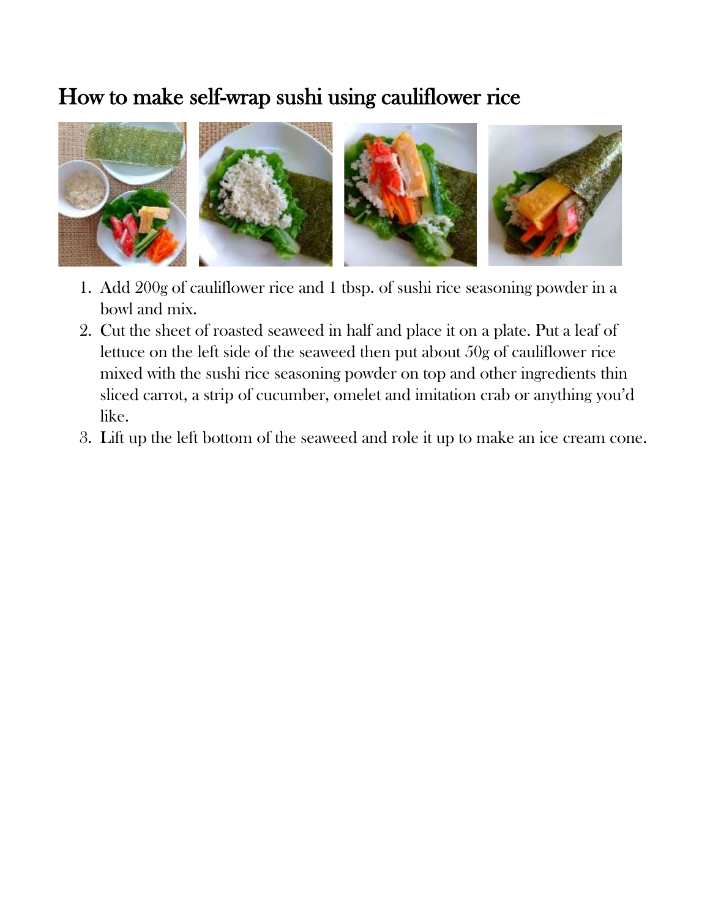# How to make self-wrap sushi using cauliflower rice

1. Add 200g of cauliflower rice and 1 tbsp. of sushi rice seasoning powder in a bowl and mix.
2. Cut the sheet of roasted seaweed in half and place it on a plate. Put a leaf of lettuce on the left side of the seaweed then put about 50g of cauliflower rice mixed with the sushi rice seasoning powder on top and other ingredients thin sliced carrot, a strip of cucumber, omelet and imitation crab or anything you'd like.
3. Lift up the left bottom of the seaweed and role it up to make an ice cream cone.